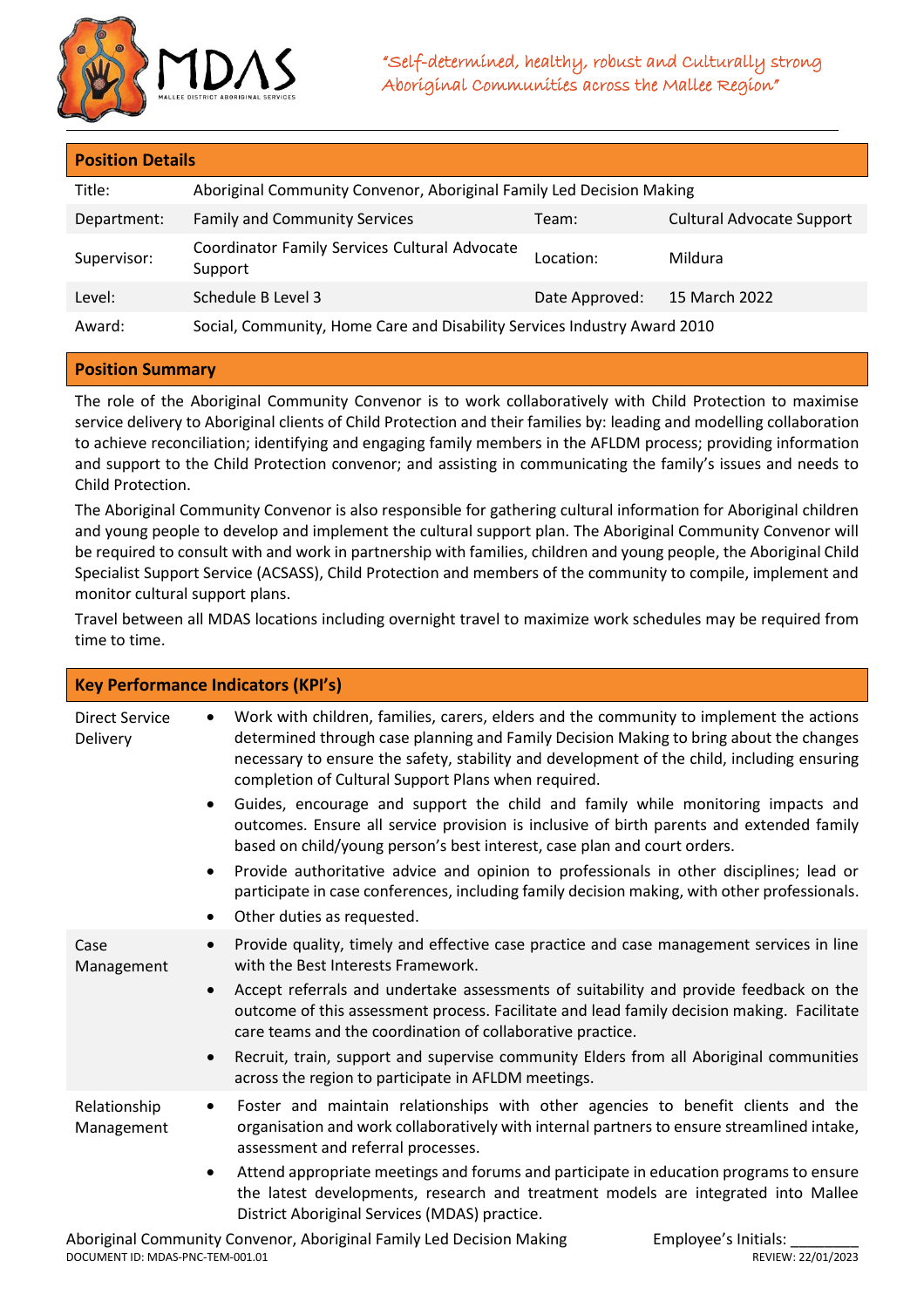MDAS
MALLEE DISTRICT ABORIGINAL SERVICES

*"Self-determined, healthy, robust and Culturally strong Aboriginal Communities across the Mallee Region"*

## Position Details

| | | | |
|---|---|---|---|
| Title: | Aboriginal Community Convenor, Aboriginal Family Led Decision Making | | |
| Department: | Family and Community Services | Team: | Cultural Advocate Support |
| Supervisor: | Coordinator Family Services Cultural Advocate Support | Location: | Mildura |
| Level: | Schedule B Level 3 | Date Approved: | 15 March 2022 |
| Award: | Social, Community, Home Care and Disability Services Industry Award 2010 | | |

## Position Summary

The role of the Aboriginal Community Convenor is to work collaboratively with Child Protection to maximise service delivery to Aboriginal clients of Child Protection and their families by: leading and modelling collaboration to achieve reconciliation; identifying and engaging family members in the AFLDM process; providing information and support to the Child Protection convenor; and assisting in communicating the family's issues and needs to Child Protection.

The Aboriginal Community Convenor is also responsible for gathering cultural information for Aboriginal children and young people to develop and implement the cultural support plan. The Aboriginal Community Convenor will be required to consult with and work in partnership with families, children and young people, the Aboriginal Child Specialist Support Service (ACSASS), Child Protection and members of the community to compile, implement and monitor cultural support plans.

Travel between all MDAS locations including overnight travel to maximize work schedules may be required from time to time.

## Key Performance Indicators (KPI's)

| | |
|---|---|
| Direct Service Delivery | • Work with children, families, carers, elders and the community to implement the actions determined through case planning and Family Decision Making to bring about the changes necessary to ensure the safety, stability and development of the child, including ensuring completion of Cultural Support Plans when required.<br>• Guides, encourage and support the child and family while monitoring impacts and outcomes. Ensure all service provision is inclusive of birth parents and extended family based on child/young person's best interest, case plan and court orders.<br>• Provide authoritative advice and opinion to professionals in other disciplines; lead or participate in case conferences, including family decision making, with other professionals.<br>• Other duties as requested. |
| Case Management | • Provide quality, timely and effective case practice and case management services in line with the Best Interests Framework.<br>• Accept referrals and undertake assessments of suitability and provide feedback on the outcome of this assessment process. Facilitate and lead family decision making. Facilitate care teams and the coordination of collaborative practice.<br>• Recruit, train, support and supervise community Elders from all Aboriginal communities across the region to participate in AFLDM meetings. |
| Relationship Management | • Foster and maintain relationships with other agencies to benefit clients and the organisation and work collaboratively with internal partners to ensure streamlined intake, assessment and referral processes.<br>• Attend appropriate meetings and forums and participate in education programs to ensure the latest developments, research and treatment models are integrated into Mallee District Aboriginal Services (MDAS) practice. |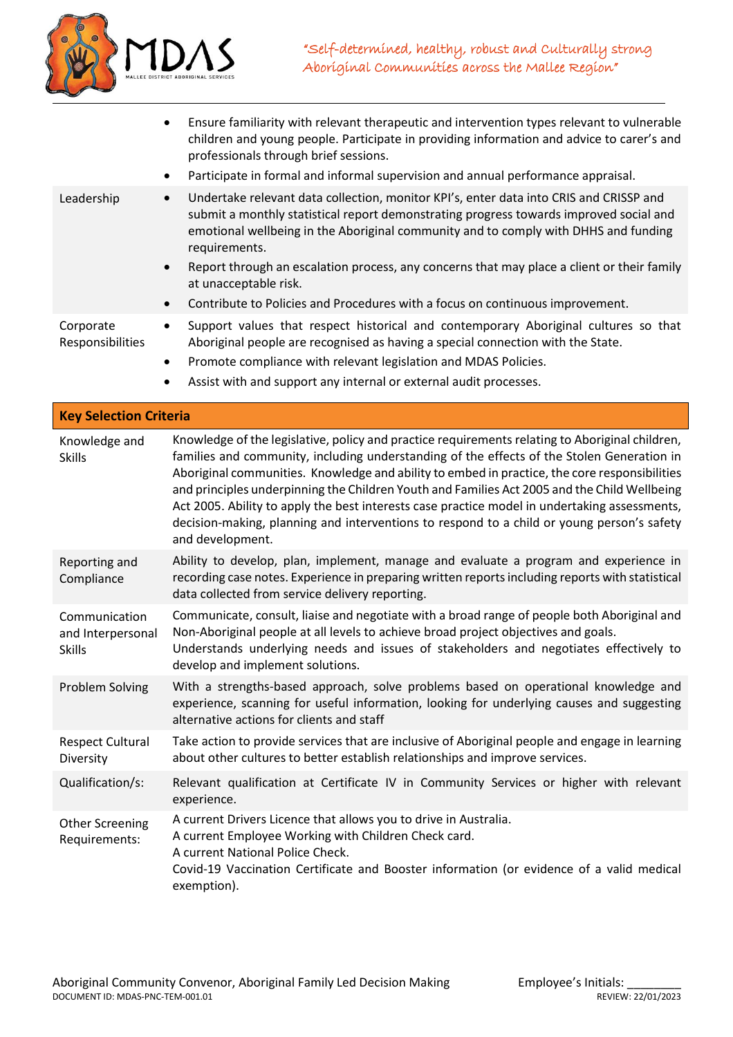| | |
|---|---|
| | • Ensure familiarity with relevant therapeutic and intervention types relevant to vulnerable children and young people. Participate in providing information and advice to carer's and professionals through brief sessions.<br>• Participate in formal and informal supervision and annual performance appraisal. |
| Leadership | • Undertake relevant data collection, monitor KPI's, enter data into CRIS and CRISSP and submit a monthly statistical report demonstrating progress towards improved social and emotional wellbeing in the Aboriginal community and to comply with DHHS and funding requirements.<br>• Report through an escalation process, any concerns that may place a client or their family at unacceptable risk.<br>• Contribute to Policies and Procedures with a focus on continuous improvement. |
| Corporate Responsibilities | • Support values that respect historical and contemporary Aboriginal cultures so that Aboriginal people are recognised as having a special connection with the State.<br>• Promote compliance with relevant legislation and MDAS Policies.<br>• Assist with and support any internal or external audit processes. |

| **Key Selection Criteria** | |
|---|---|
| Knowledge and Skills | Knowledge of the legislative, policy and practice requirements relating to Aboriginal children, families and community, including understanding of the effects of the Stolen Generation in Aboriginal communities. Knowledge and ability to embed in practice, the core responsibilities and principles underpinning the Children Youth and Families Act 2005 and the Child Wellbeing Act 2005. Ability to apply the best interests case practice model in undertaking assessments, decision-making, planning and interventions to respond to a child or young person's safety and development. |
| Reporting and Compliance | Ability to develop, plan, implement, manage and evaluate a program and experience in recording case notes. Experience in preparing written reports including reports with statistical data collected from service delivery reporting. |
| Communication and Interpersonal Skills | Communicate, consult, liaise and negotiate with a broad range of people both Aboriginal and Non-Aboriginal people at all levels to achieve broad project objectives and goals.<br>Understands underlying needs and issues of stakeholders and negotiates effectively to develop and implement solutions. |
| Problem Solving | With a strengths-based approach, solve problems based on operational knowledge and experience, scanning for useful information, looking for underlying causes and suggesting alternative actions for clients and staff |
| Respect Cultural Diversity | Take action to provide services that are inclusive of Aboriginal people and engage in learning about other cultures to better establish relationships and improve services. |
| Qualification/s: | Relevant qualification at Certificate IV in Community Services or higher with relevant experience. |
| Other Screening Requirements: | A current Drivers Licence that allows you to drive in Australia.<br>A current Employee Working with Children Check card.<br>A current National Police Check.<br>Covid-19 Vaccination Certificate and Booster information (or evidence of a valid medical exemption). |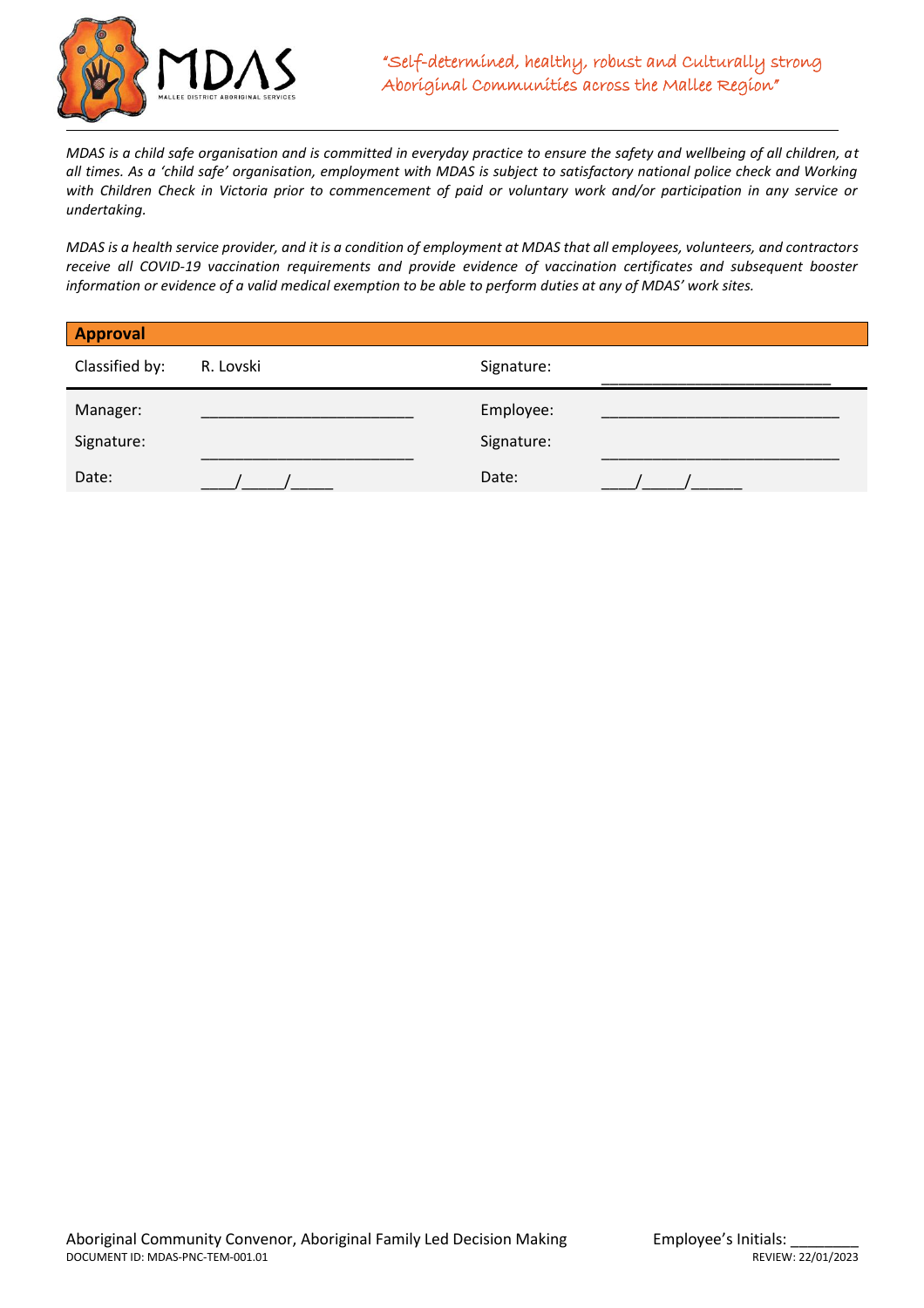*MDAS is a child safe organisation and is committed in everyday practice to ensure the safety and wellbeing of all children, at all times. As a 'child safe' organisation, employment with MDAS is subject to satisfactory national police check and Working with Children Check in Victoria prior to commencement of paid or voluntary work and/or participation in any service or undertaking.*

*MDAS is a health service provider, and it is a condition of employment at MDAS that all employees, volunteers, and contractors receive all COVID-19 vaccination requirements and provide evidence of vaccination certificates and subsequent booster information or evidence of a valid medical exemption to be able to perform duties at any of MDAS' work sites.*

| **Approval** | | | |
|---|---|---|---|
| Classified by: | R. Lovski | Signature: | ____________________________ |
| Manager: | __________________________ | Employee: | ____________________________ |
| Signature: | __________________________ | Signature: | ____________________________ |
| Date: | ____/_____/_____ | Date: | ____/_____/______ |

Aboriginal Community Convenor, Aboriginal Family Led Decision Making

Employee's Initials: ________

DOCUMENT ID: MDAS-PNC-TEM-001.01

REVIEW: 22/01/2023